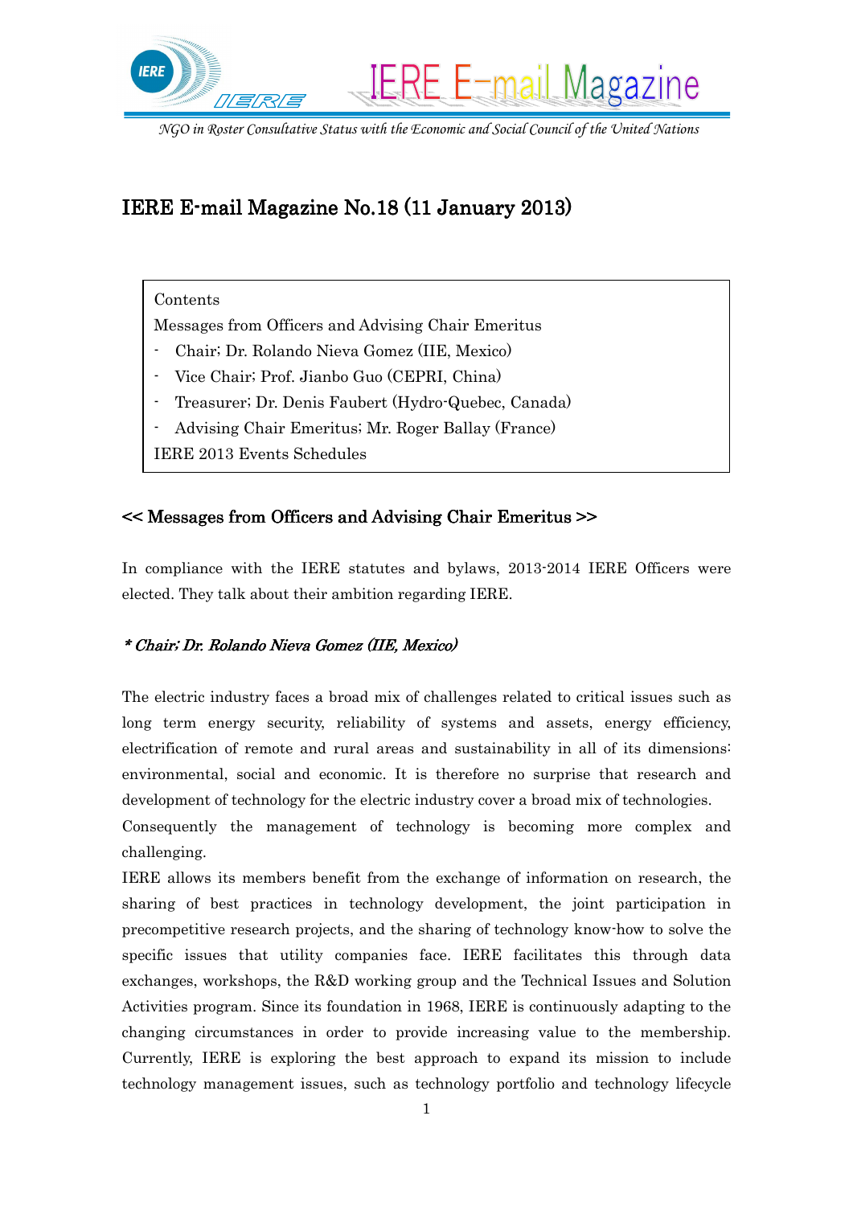IERE E-mail Magazine

*NGO in Roster Consultative Status with the Economic and Social Council of the United Nations*

# IERE E-mail Magazine No.18 (11 January 2013)

Contents

Messages from Officers and Advising Chair Emeritus

- Chair; Dr. Rolando Nieva Gomez (IIE, Mexico)
- Vice Chair; Prof. Jianbo Guo (CEPRI, China)
- Treasurer; Dr. Denis Faubert (Hydro-Quebec, Canada)
- Advising Chair Emeritus; Mr. Roger Ballay (France)

IERE 2013 Events Schedules

## << Messages from Officers and Advising Chair Emeritus >>

In compliance with the IERE statutes and bylaws, 2013-2014 IERE Officers were elected. They talk about their ambition regarding IERE.

### *\* Chair; Dr. Rolando Nieva Gomez (IIE, Mexico)*

The electric industry faces a broad mix of challenges related to critical issues such as long term energy security, reliability of systems and assets, energy efficiency, electrification of remote and rural areas and sustainability in all of its dimensions: environmental, social and economic. It is therefore no surprise that research and development of technology for the electric industry cover a broad mix of technologies.

Consequently the management of technology is becoming more complex and challenging.

IERE allows its members benefit from the exchange of information on research, the sharing of best practices in technology development, the joint participation in precompetitive research projects, and the sharing of technology know-how to solve the specific issues that utility companies face. IERE facilitates this through data exchanges, workshops, the R&D working group and the Technical Issues and Solution Activities program. Since its foundation in 1968, IERE is continuously adapting to the changing circumstances in order to provide increasing value to the membership. Currently, IERE is exploring the best approach to expand its mission to include technology management issues, such as technology portfolio and technology lifecycle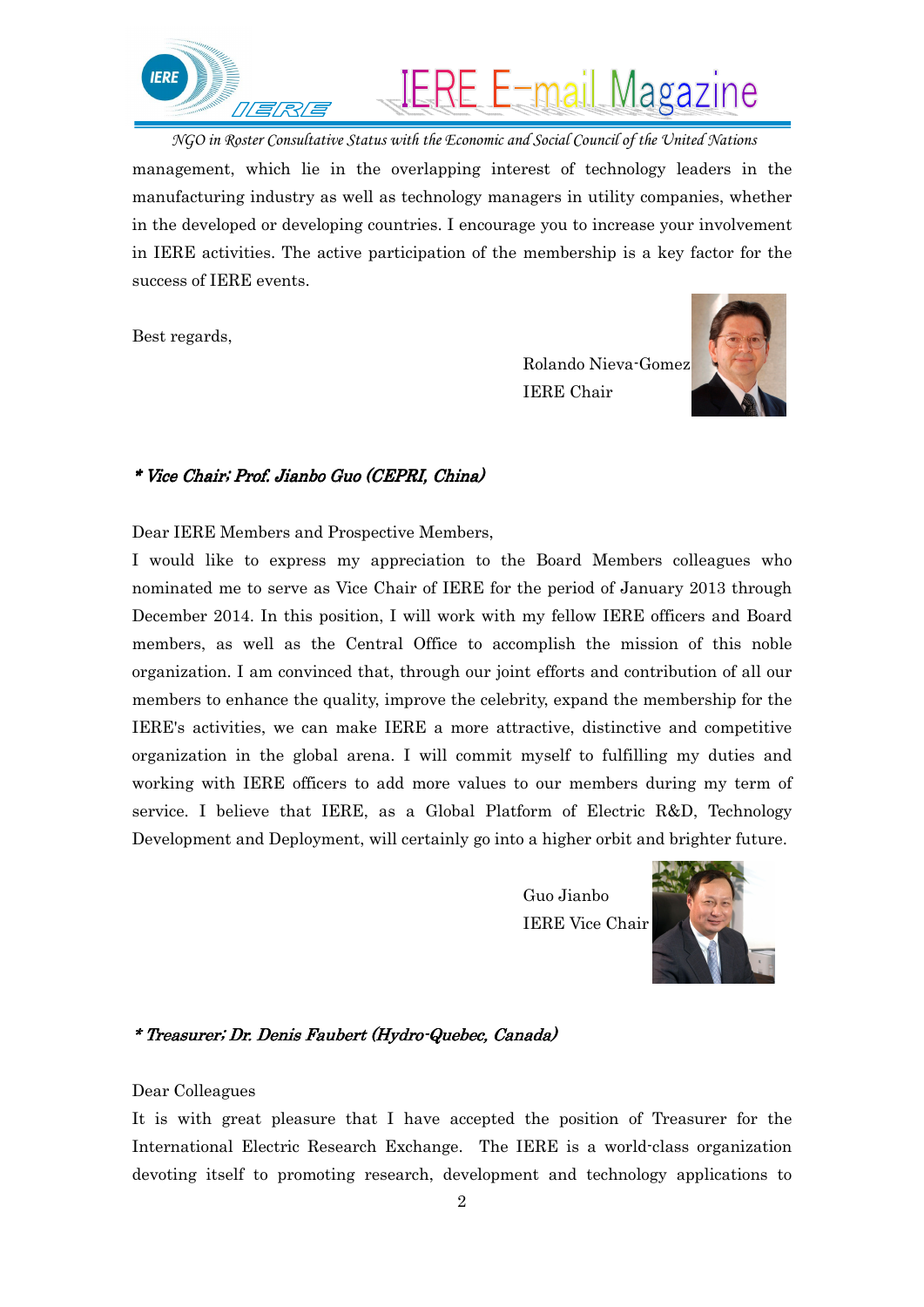management, which lie in the overlapping interest of technology leaders in the manufacturing industry as well as technology managers in utility companies, whether in the developed or developing countries. I encourage you to increase your involvement in IERE activities. The active participation of the membership is a key factor for the success of IERE events.

Best regards,

Rolando Nieva-Gomez
IERE Chair

***\* Vice Chair; Prof. Jianbo Guo (CEPRI, China)***

Dear IERE Members and Prospective Members,

I would like to express my appreciation to the Board Members colleagues who nominated me to serve as Vice Chair of IERE for the period of January 2013 through December 2014. In this position, I will work with my fellow IERE officers and Board members, as well as the Central Office to accomplish the mission of this noble organization. I am convinced that, through our joint efforts and contribution of all our members to enhance the quality, improve the celebrity, expand the membership for the IERE's activities, we can make IERE a more attractive, distinctive and competitive organization in the global arena. I will commit myself to fulfilling my duties and working with IERE officers to add more values to our members during my term of service. I believe that IERE, as a Global Platform of Electric R&D, Technology Development and Deployment, will certainly go into a higher orbit and brighter future.

Guo Jianbo
IERE Vice Chair

***\* Treasurer; Dr. Denis Faubert (Hydro-Quebec, Canada)***

Dear Colleagues

It is with great pleasure that I have accepted the position of Treasurer for the International Electric Research Exchange. The IERE is a world-class organization devoting itself to promoting research, development and technology applications to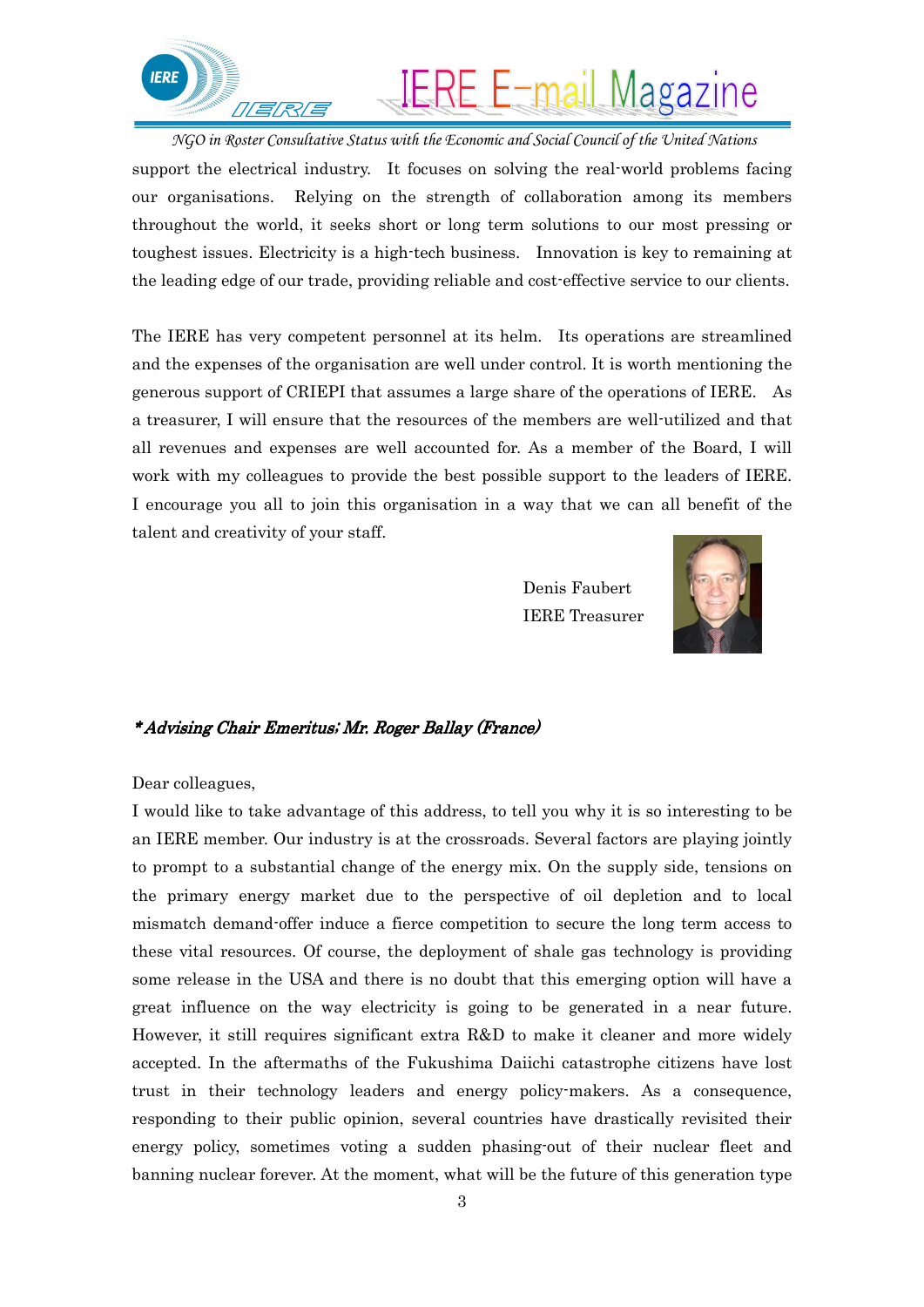support the electrical industry. It focuses on solving the real-world problems facing our organisations. Relying on the strength of collaboration among its members throughout the world, it seeks short or long term solutions to our most pressing or toughest issues. Electricity is a high-tech business. Innovation is key to remaining at the leading edge of our trade, providing reliable and cost-effective service to our clients.

The IERE has very competent personnel at its helm. Its operations are streamlined and the expenses of the organisation are well under control. It is worth mentioning the generous support of CRIEPI that assumes a large share of the operations of IERE. As a treasurer, I will ensure that the resources of the members are well-utilized and that all revenues and expenses are well accounted for. As a member of the Board, I will work with my colleagues to provide the best possible support to the leaders of IERE. I encourage you all to join this organisation in a way that we can all benefit of the talent and creativity of your staff.

Denis Faubert
IERE Treasurer

***Advising Chair Emeritus; Mr. Roger Ballay (France)***

Dear colleagues,

I would like to take advantage of this address, to tell you why it is so interesting to be an IERE member. Our industry is at the crossroads. Several factors are playing jointly to prompt to a substantial change of the energy mix. On the supply side, tensions on the primary energy market due to the perspective of oil depletion and to local mismatch demand-offer induce a fierce competition to secure the long term access to these vital resources. Of course, the deployment of shale gas technology is providing some release in the USA and there is no doubt that this emerging option will have a great influence on the way electricity is going to be generated in a near future. However, it still requires significant extra R&D to make it cleaner and more widely accepted. In the aftermaths of the Fukushima Daiichi catastrophe citizens have lost trust in their technology leaders and energy policy-makers. As a consequence, responding to their public opinion, several countries have drastically revisited their energy policy, sometimes voting a sudden phasing-out of their nuclear fleet and banning nuclear forever. At the moment, what will be the future of this generation type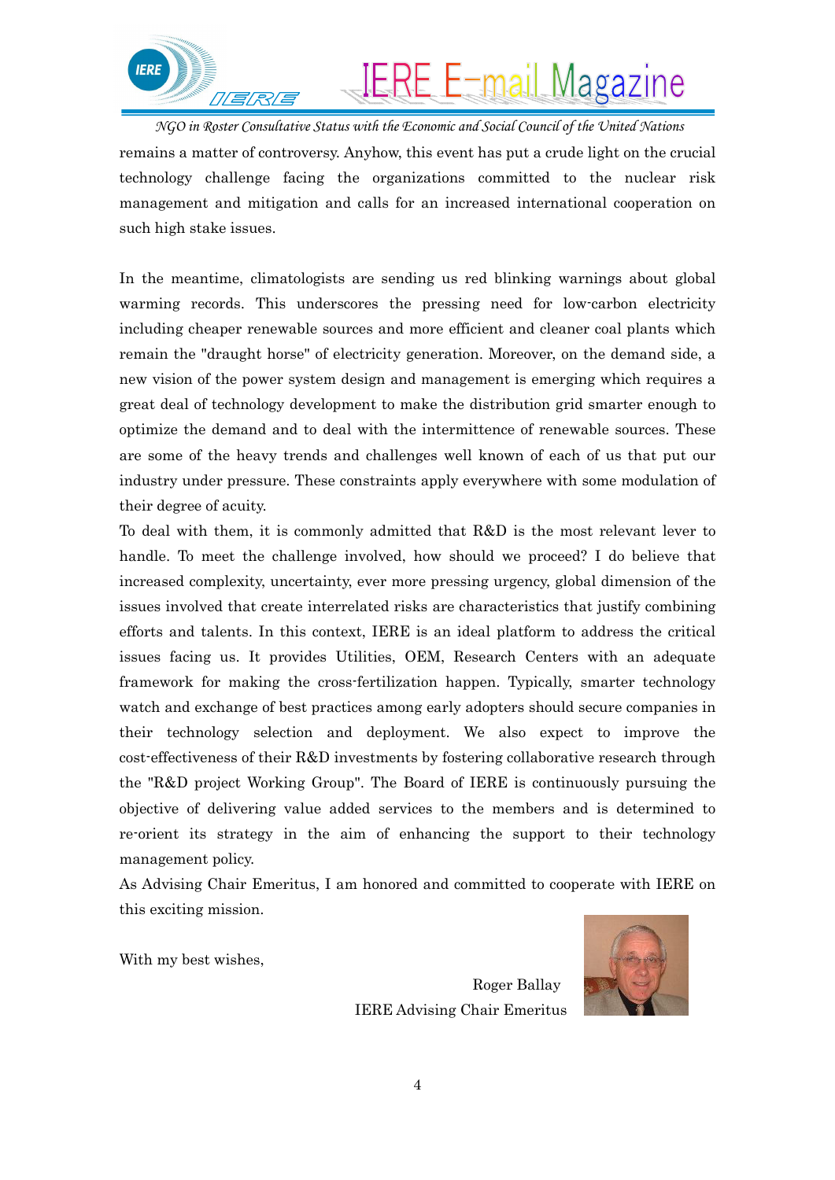remains a matter of controversy. Anyhow, this event has put a crude light on the crucial technology challenge facing the organizations committed to the nuclear risk management and mitigation and calls for an increased international cooperation on such high stake issues.

In the meantime, climatologists are sending us red blinking warnings about global warming records. This underscores the pressing need for low-carbon electricity including cheaper renewable sources and more efficient and cleaner coal plants which remain the "draught horse" of electricity generation. Moreover, on the demand side, a new vision of the power system design and management is emerging which requires a great deal of technology development to make the distribution grid smarter enough to optimize the demand and to deal with the intermittence of renewable sources. These are some of the heavy trends and challenges well known of each of us that put our industry under pressure. These constraints apply everywhere with some modulation of their degree of acuity.

To deal with them, it is commonly admitted that R&D is the most relevant lever to handle. To meet the challenge involved, how should we proceed? I do believe that increased complexity, uncertainty, ever more pressing urgency, global dimension of the issues involved that create interrelated risks are characteristics that justify combining efforts and talents. In this context, IERE is an ideal platform to address the critical issues facing us. It provides Utilities, OEM, Research Centers with an adequate framework for making the cross-fertilization happen. Typically, smarter technology watch and exchange of best practices among early adopters should secure companies in their technology selection and deployment. We also expect to improve the cost-effectiveness of their R&D investments by fostering collaborative research through the "R&D project Working Group". The Board of IERE is continuously pursuing the objective of delivering value added services to the members and is determined to re-orient its strategy in the aim of enhancing the support to their technology management policy.

As Advising Chair Emeritus, I am honored and committed to cooperate with IERE on this exciting mission.

With my best wishes,

Roger Ballay

IERE Advising Chair Emeritus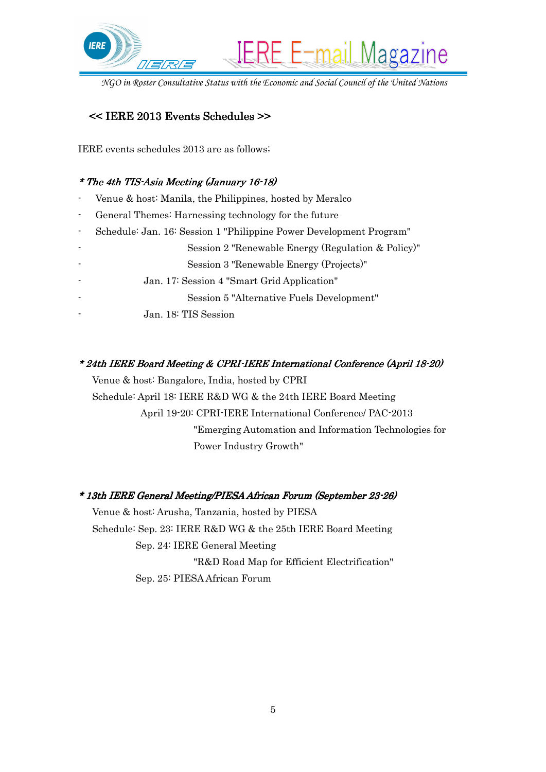## << IERE 2013 Events Schedules >>

IERE events schedules 2013 are as follows;

*\* The 4th TIS-Asia Meeting (January 16-18)*

- Venue & host: Manila, the Philippines, hosted by Meralco
- General Themes: Harnessing technology for the future
- Schedule: Jan. 16: Session 1 "Philippine Power Development Program"
- Session 2 "Renewable Energy (Regulation & Policy)"
- Session 3 "Renewable Energy (Projects)"
- Jan. 17: Session 4 "Smart Grid Application"
- Session 5 "Alternative Fuels Development"
- Jan. 18: TIS Session

*\* 24th IERE Board Meeting & CPRI-IERE International Conference (April 18-20)*

Venue & host: Bangalore, India, hosted by CPRI

Schedule: April 18: IERE R&D WG & the 24th IERE Board Meeting

April 19-20: CPRI-IERE International Conference/ PAC-2013 "Emerging Automation and Information Technologies for Power Industry Growth"

*\* 13th IERE General Meeting/PIESA African Forum (September 23-26)*

Venue & host: Arusha, Tanzania, hosted by PIESA

Schedule: Sep. 23: IERE R&D WG & the 25th IERE Board Meeting

Sep. 24: IERE General Meeting "R&D Road Map for Efficient Electrification"

Sep. 25: PIESA African Forum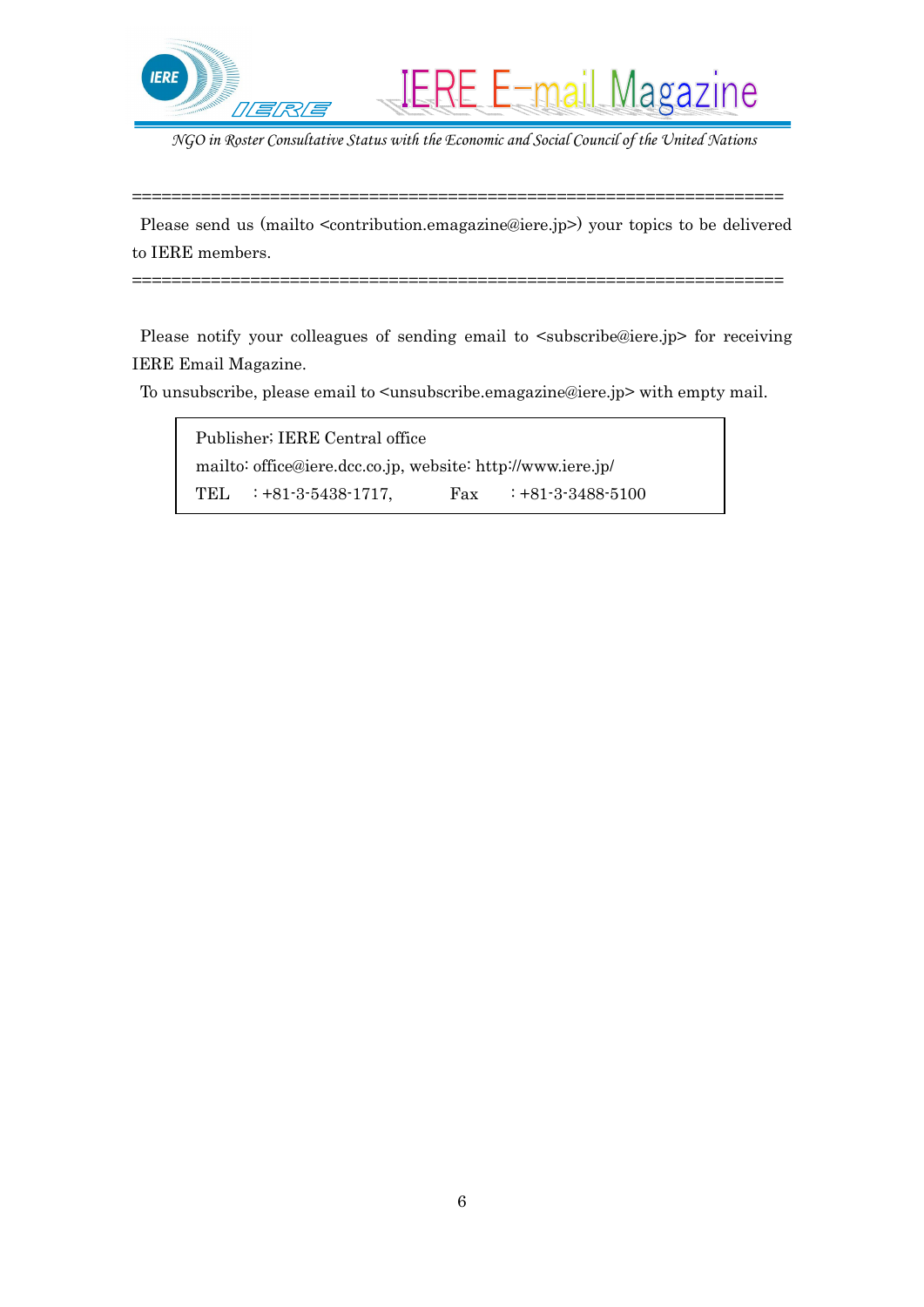==================================================================

Please send us (mailto <contribution.emagazine@iere.jp>) your topics to be delivered to IERE members.

==================================================================

Please notify your colleagues of sending email to <subscribe@iere.jp> for receiving IERE Email Magazine.

To unsubscribe, please email to <unsubscribe.emagazine@iere.jp> with empty mail.

| |
|---|
| Publisher; IERE Central office<br>mailto: office@iere.dcc.co.jp, website: http://www.iere.jp/<br>TEL : +81-3-5438-1717, Fax : +81-3-3488-5100 |